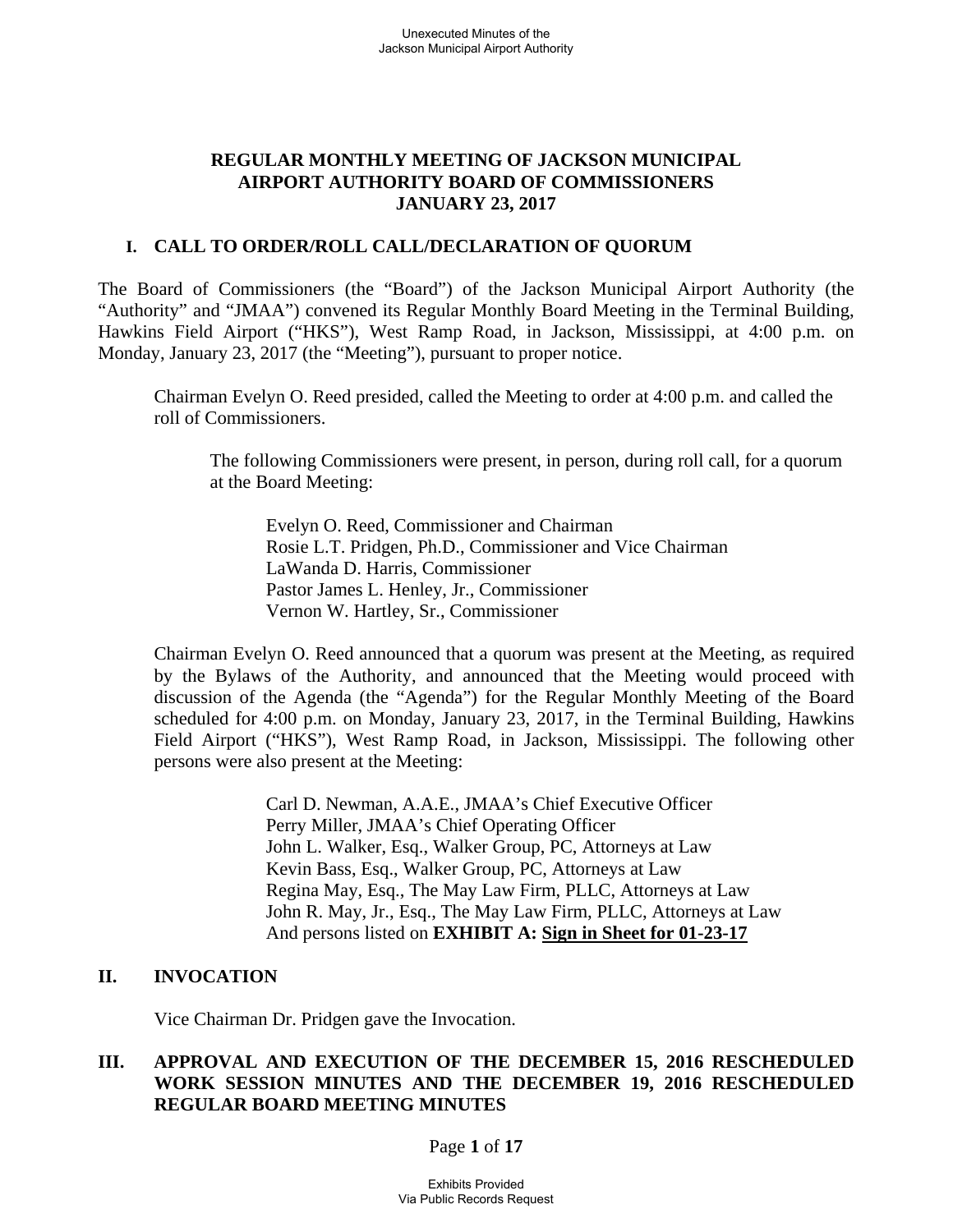# REGULAR MONTHLY MEETING OF JACKSON MUNICIPAL AIRPORT AUTHORITY BOARD OF COMMISSIONERS JANUARY 23, 2017

## I. CALL TO ORDER/ROLL CALL/DECLARATION OF QUORUM

The Board of Commissioners (the "Board") of the Jackson Municipal Airport Authority (the "Authority" and "JMAA") convened its Regular Monthly Board Meeting in the Terminal Building, Hawkins Field Airport ("HKS"), West Ramp Road, in Jackson, Mississippi, at 4:00 p.m. on Monday, January 23, 2017 (the "Meeting"), pursuant to proper notice.

Chairman Evelyn O. Reed presided, called the Meeting to order at 4:00 p.m. and called the roll of Commissioners.

The following Commissioners were present, in person, during roll call, for a quorum at the Board Meeting:

Evelyn O. Reed, Commissioner and Chairman
Rosie L.T. Pridgen, Ph.D., Commissioner and Vice Chairman
LaWanda D. Harris, Commissioner
Pastor James L. Henley, Jr., Commissioner
Vernon W. Hartley, Sr., Commissioner

Chairman Evelyn O. Reed announced that a quorum was present at the Meeting, as required by the Bylaws of the Authority, and announced that the Meeting would proceed with discussion of the Agenda (the "Agenda") for the Regular Monthly Meeting of the Board scheduled for 4:00 p.m. on Monday, January 23, 2017, in the Terminal Building, Hawkins Field Airport ("HKS"), West Ramp Road, in Jackson, Mississippi. The following other persons were also present at the Meeting:

Carl D. Newman, A.A.E., JMAA's Chief Executive Officer
Perry Miller, JMAA's Chief Operating Officer
John L. Walker, Esq., Walker Group, PC, Attorneys at Law
Kevin Bass, Esq., Walker Group, PC, Attorneys at Law
Regina May, Esq., The May Law Firm, PLLC, Attorneys at Law
John R. May, Jr., Esq., The May Law Firm, PLLC, Attorneys at Law
And persons listed on **EXHIBIT A: Sign in Sheet for 01-23-17**

## II. INVOCATION

Vice Chairman Dr. Pridgen gave the Invocation.

## III. APPROVAL AND EXECUTION OF THE DECEMBER 15, 2016 RESCHEDULED WORK SESSION MINUTES AND THE DECEMBER 19, 2016 RESCHEDULED REGULAR BOARD MEETING MINUTES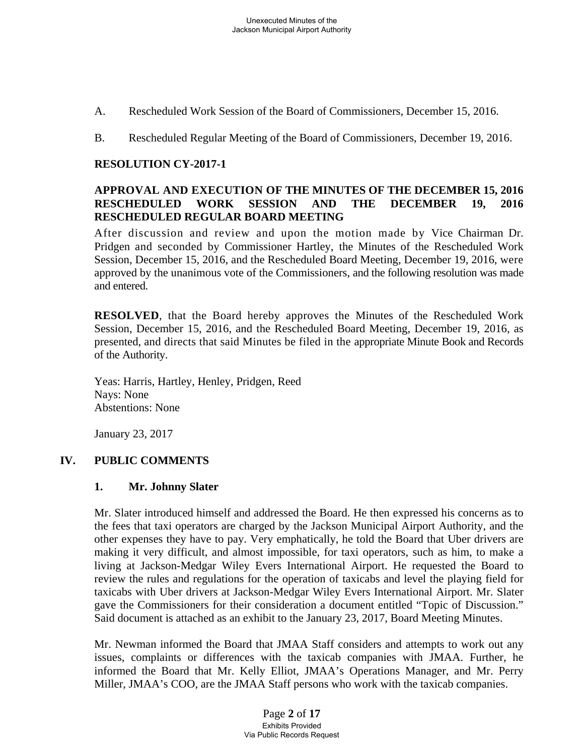A. Rescheduled Work Session of the Board of Commissioners, December 15, 2016.

B. Rescheduled Regular Meeting of the Board of Commissioners, December 19, 2016.

**RESOLUTION CY-2017-1**

**APPROVAL AND EXECUTION OF THE MINUTES OF THE DECEMBER 15, 2016 RESCHEDULED WORK SESSION AND THE DECEMBER 19, 2016 RESCHEDULED REGULAR BOARD MEETING**

After discussion and review and upon the motion made by Vice Chairman Dr. Pridgen and seconded by Commissioner Hartley, the Minutes of the Rescheduled Work Session, December 15, 2016, and the Rescheduled Board Meeting, December 19, 2016, were approved by the unanimous vote of the Commissioners, and the following resolution was made and entered.

**RESOLVED**, that the Board hereby approves the Minutes of the Rescheduled Work Session, December 15, 2016, and the Rescheduled Board Meeting, December 19, 2016, as presented, and directs that said Minutes be filed in the appropriate Minute Book and Records of the Authority.

Yeas: Harris, Hartley, Henley, Pridgen, Reed
Nays: None
Abstentions: None

January 23, 2017

## IV. PUBLIC COMMENTS

### 1. Mr. Johnny Slater

Mr. Slater introduced himself and addressed the Board. He then expressed his concerns as to the fees that taxi operators are charged by the Jackson Municipal Airport Authority, and the other expenses they have to pay. Very emphatically, he told the Board that Uber drivers are making it very difficult, and almost impossible, for taxi operators, such as him, to make a living at Jackson-Medgar Wiley Evers International Airport. He requested the Board to review the rules and regulations for the operation of taxicabs and level the playing field for taxicabs with Uber drivers at Jackson-Medgar Wiley Evers International Airport. Mr. Slater gave the Commissioners for their consideration a document entitled "Topic of Discussion." Said document is attached as an exhibit to the January 23, 2017, Board Meeting Minutes.

Mr. Newman informed the Board that JMAA Staff considers and attempts to work out any issues, complaints or differences with the taxicab companies with JMAA. Further, he informed the Board that Mr. Kelly Elliot, JMAA's Operations Manager, and Mr. Perry Miller, JMAA's COO, are the JMAA Staff persons who work with the taxicab companies.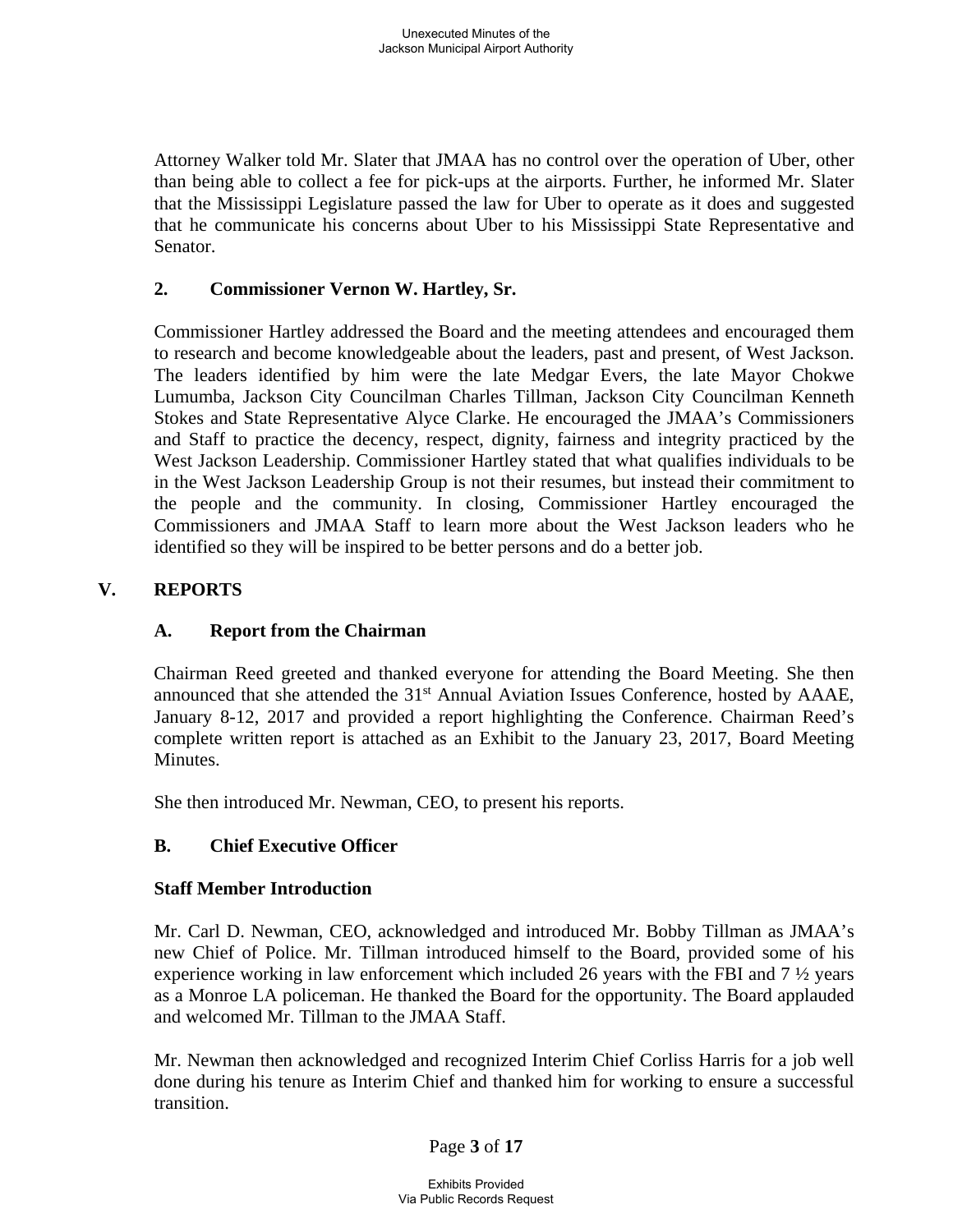Attorney Walker told Mr. Slater that JMAA has no control over the operation of Uber, other than being able to collect a fee for pick-ups at the airports. Further, he informed Mr. Slater that the Mississippi Legislature passed the law for Uber to operate as it does and suggested that he communicate his concerns about Uber to his Mississippi State Representative and Senator.

### 2. Commissioner Vernon W. Hartley, Sr.

Commissioner Hartley addressed the Board and the meeting attendees and encouraged them to research and become knowledgeable about the leaders, past and present, of West Jackson. The leaders identified by him were the late Medgar Evers, the late Mayor Chokwe Lumumba, Jackson City Councilman Charles Tillman, Jackson City Councilman Kenneth Stokes and State Representative Alyce Clarke. He encouraged the JMAA's Commissioners and Staff to practice the decency, respect, dignity, fairness and integrity practiced by the West Jackson Leadership. Commissioner Hartley stated that what qualifies individuals to be in the West Jackson Leadership Group is not their resumes, but instead their commitment to the people and the community. In closing, Commissioner Hartley encouraged the Commissioners and JMAA Staff to learn more about the West Jackson leaders who he identified so they will be inspired to be better persons and do a better job.

## V. REPORTS

### A. Report from the Chairman

Chairman Reed greeted and thanked everyone for attending the Board Meeting. She then announced that she attended the 31st Annual Aviation Issues Conference, hosted by AAAE, January 8-12, 2017 and provided a report highlighting the Conference. Chairman Reed's complete written report is attached as an Exhibit to the January 23, 2017, Board Meeting Minutes.

She then introduced Mr. Newman, CEO, to present his reports.

### B. Chief Executive Officer

**Staff Member Introduction**

Mr. Carl D. Newman, CEO, acknowledged and introduced Mr. Bobby Tillman as JMAA's new Chief of Police. Mr. Tillman introduced himself to the Board, provided some of his experience working in law enforcement which included 26 years with the FBI and 7 ½ years as a Monroe LA policeman. He thanked the Board for the opportunity. The Board applauded and welcomed Mr. Tillman to the JMAA Staff.

Mr. Newman then acknowledged and recognized Interim Chief Corliss Harris for a job well done during his tenure as Interim Chief and thanked him for working to ensure a successful transition.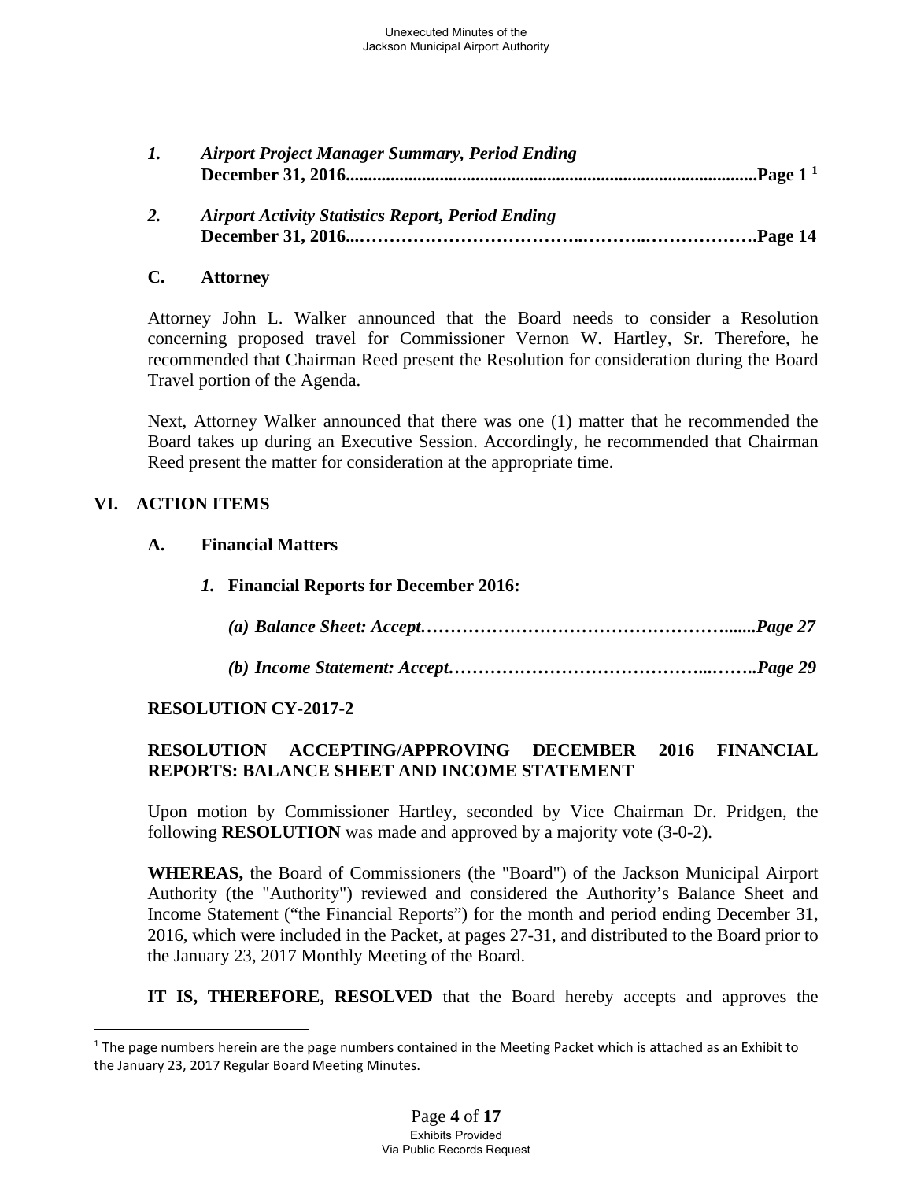1. ***Airport Project Manager Summary, Period Ending* December 31, 2016..........................................................................................Page 1** [1]

2. ***Airport Activity Statistics Report, Period Ending* December 31, 2016...……………………………..………..……………….Page 14**

**C. Attorney**

Attorney John L. Walker announced that the Board needs to consider a Resolution concerning proposed travel for Commissioner Vernon W. Hartley, Sr. Therefore, he recommended that Chairman Reed present the Resolution for consideration during the Board Travel portion of the Agenda.

Next, Attorney Walker announced that there was one (1) matter that he recommended the Board takes up during an Executive Session. Accordingly, he recommended that Chairman Reed present the matter for consideration at the appropriate time.

## VI. ACTION ITEMS

**A. Financial Matters**

***1.* Financial Reports for December 2016:**

***(a) Balance Sheet: Accept.…………………………………………….......Page 27***

***(b) Income Statement: Accept.…………………………………...……..Page 29***

**RESOLUTION CY-2017-2**

**RESOLUTION ACCEPTING/APPROVING DECEMBER 2016 FINANCIAL REPORTS: BALANCE SHEET AND INCOME STATEMENT**

Upon motion by Commissioner Hartley, seconded by Vice Chairman Dr. Pridgen, the following **RESOLUTION** was made and approved by a majority vote (3-0-2).

**WHEREAS,** the Board of Commissioners (the "Board") of the Jackson Municipal Airport Authority (the "Authority") reviewed and considered the Authority's Balance Sheet and Income Statement ("the Financial Reports") for the month and period ending December 31, 2016, which were included in the Packet, at pages 27-31, and distributed to the Board prior to the January 23, 2017 Monthly Meeting of the Board.

**IT IS, THEREFORE, RESOLVED** that the Board hereby accepts and approves the

---

[1] The page numbers herein are the page numbers contained in the Meeting Packet which is attached as an Exhibit to the January 23, 2017 Regular Board Meeting Minutes.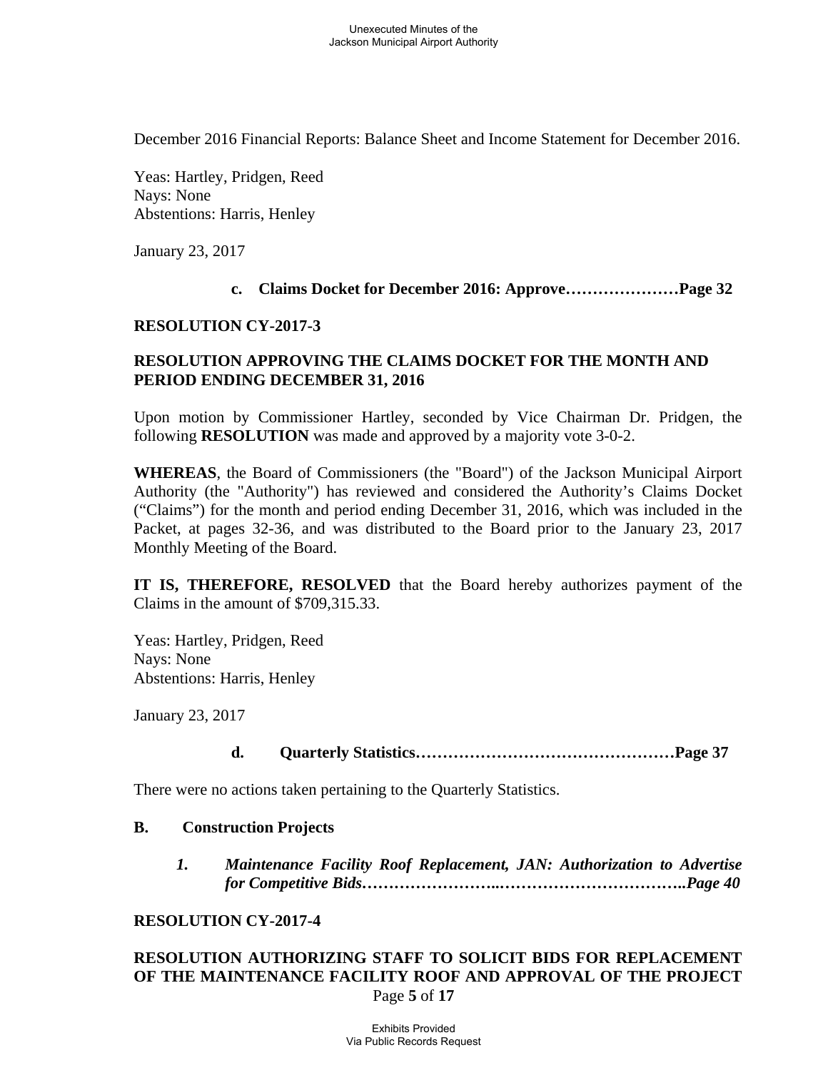December 2016 Financial Reports: Balance Sheet and Income Statement for December 2016.

Yeas: Hartley, Pridgen, Reed
Nays: None
Abstentions: Harris, Henley

January 23, 2017

**c. Claims Docket for December 2016: Approve…………………Page 32**

**RESOLUTION CY-2017-3**

**RESOLUTION APPROVING THE CLAIMS DOCKET FOR THE MONTH AND PERIOD ENDING DECEMBER 31, 2016**

Upon motion by Commissioner Hartley, seconded by Vice Chairman Dr. Pridgen, the following **RESOLUTION** was made and approved by a majority vote 3-0-2.

**WHEREAS**, the Board of Commissioners (the "Board") of the Jackson Municipal Airport Authority (the "Authority") has reviewed and considered the Authority's Claims Docket ("Claims") for the month and period ending December 31, 2016, which was included in the Packet, at pages 32-36, and was distributed to the Board prior to the January 23, 2017 Monthly Meeting of the Board.

**IT IS, THEREFORE, RESOLVED** that the Board hereby authorizes payment of the Claims in the amount of $709,315.33.

Yeas: Hartley, Pridgen, Reed
Nays: None
Abstentions: Harris, Henley

January 23, 2017

**d. Quarterly Statistics…………………………………………Page 37**

There were no actions taken pertaining to the Quarterly Statistics.

**B. Construction Projects**

***1. Maintenance Facility Roof Replacement, JAN: Authorization to Advertise for Competitive Bids……………………..……………………………..Page 40***

**RESOLUTION CY-2017-4**

**RESOLUTION AUTHORIZING STAFF TO SOLICIT BIDS FOR REPLACEMENT OF THE MAINTENANCE FACILITY ROOF AND APPROVAL OF THE PROJECT**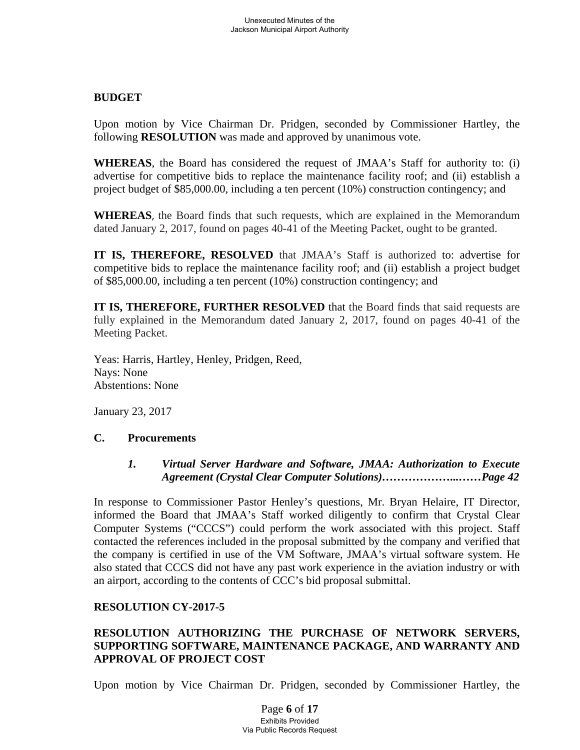**BUDGET**

Upon motion by Vice Chairman Dr. Pridgen, seconded by Commissioner Hartley, the following **RESOLUTION** was made and approved by unanimous vote.

**WHEREAS**, the Board has considered the request of JMAA's Staff for authority to: (i) advertise for competitive bids to replace the maintenance facility roof; and (ii) establish a project budget of $85,000.00, including a ten percent (10%) construction contingency; and

**WHEREAS**, the Board finds that such requests, which are explained in the Memorandum dated January 2, 2017, found on pages 40-41 of the Meeting Packet, ought to be granted.

**IT IS, THEREFORE, RESOLVED** that JMAA's Staff is authorized to: advertise for competitive bids to replace the maintenance facility roof; and (ii) establish a project budget of $85,000.00, including a ten percent (10%) construction contingency; and

**IT IS, THEREFORE, FURTHER RESOLVED** that the Board finds that said requests are fully explained in the Memorandum dated January 2, 2017, found on pages 40-41 of the Meeting Packet.

Yeas: Harris, Hartley, Henley, Pridgen, Reed,
Nays: None
Abstentions: None

January 23, 2017

**C. Procurements**

***1. Virtual Server Hardware and Software, JMAA: Authorization to Execute Agreement (Crystal Clear Computer Solutions)………………...……Page 42***

In response to Commissioner Pastor Henley's questions, Mr. Bryan Helaire, IT Director, informed the Board that JMAA's Staff worked diligently to confirm that Crystal Clear Computer Systems ("CCCS") could perform the work associated with this project. Staff contacted the references included in the proposal submitted by the company and verified that the company is certified in use of the VM Software, JMAA's virtual software system. He also stated that CCCS did not have any past work experience in the aviation industry or with an airport, according to the contents of CCC's bid proposal submittal.

**RESOLUTION CY-2017-5**

**RESOLUTION AUTHORIZING THE PURCHASE OF NETWORK SERVERS, SUPPORTING SOFTWARE, MAINTENANCE PACKAGE, AND WARRANTY AND APPROVAL OF PROJECT COST**

Upon motion by Vice Chairman Dr. Pridgen, seconded by Commissioner Hartley, the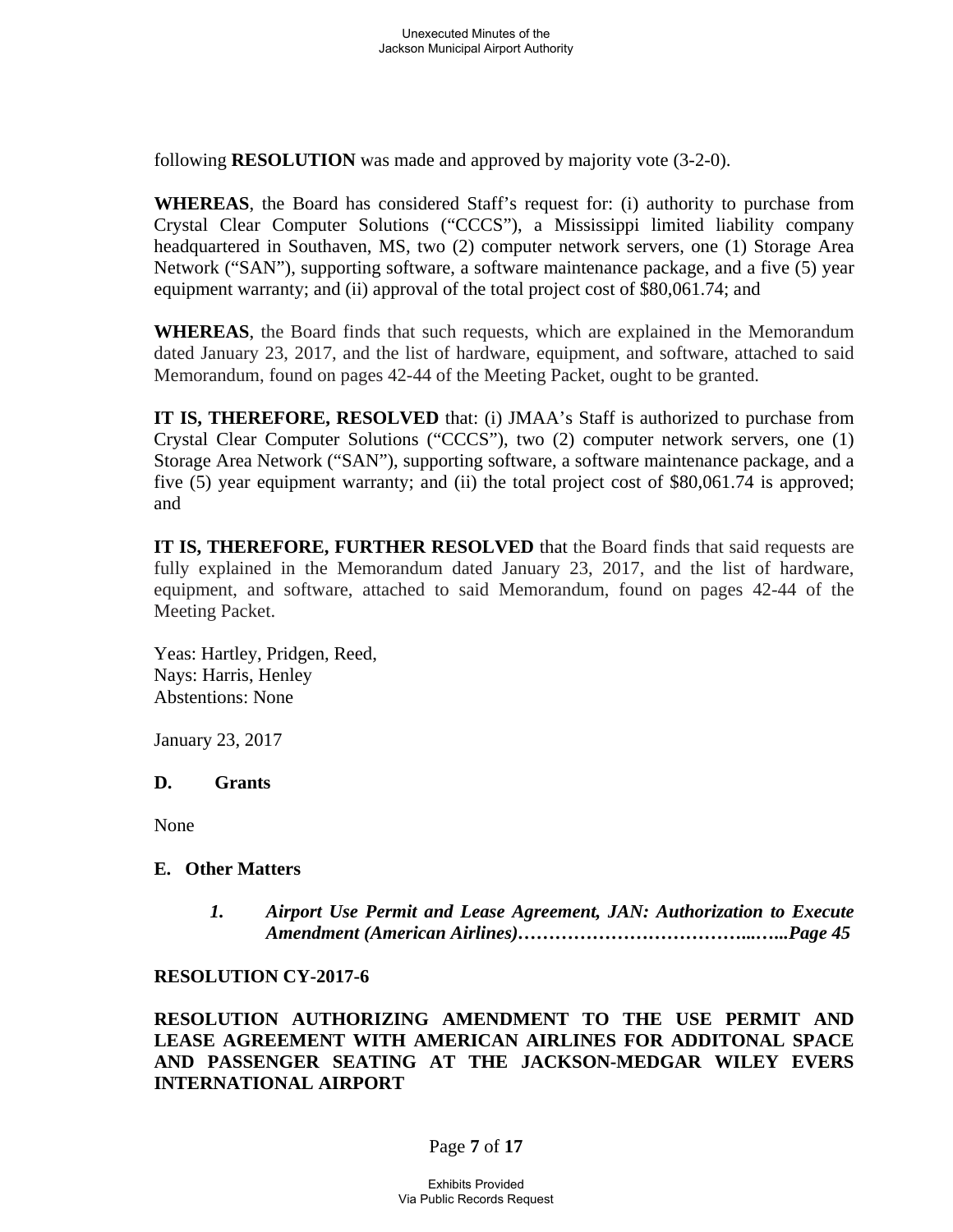following **RESOLUTION** was made and approved by majority vote (3-2-0).

**WHEREAS**, the Board has considered Staff's request for: (i) authority to purchase from Crystal Clear Computer Solutions ("CCCS"), a Mississippi limited liability company headquartered in Southaven, MS, two (2) computer network servers, one (1) Storage Area Network ("SAN"), supporting software, a software maintenance package, and a five (5) year equipment warranty; and (ii) approval of the total project cost of $80,061.74; and

**WHEREAS**, the Board finds that such requests, which are explained in the Memorandum dated January 23, 2017, and the list of hardware, equipment, and software, attached to said Memorandum, found on pages 42-44 of the Meeting Packet, ought to be granted.

**IT IS, THEREFORE, RESOLVED** that: (i) JMAA's Staff is authorized to purchase from Crystal Clear Computer Solutions ("CCCS"), two (2) computer network servers, one (1) Storage Area Network ("SAN"), supporting software, a software maintenance package, and a five (5) year equipment warranty; and (ii) the total project cost of $80,061.74 is approved; and

**IT IS, THEREFORE, FURTHER RESOLVED** that the Board finds that said requests are fully explained in the Memorandum dated January 23, 2017, and the list of hardware, equipment, and software, attached to said Memorandum, found on pages 42-44 of the Meeting Packet.

Yeas: Hartley, Pridgen, Reed,
Nays: Harris, Henley
Abstentions: None

January 23, 2017

**D. Grants**

None

**E. Other Matters**

1. ***Airport Use Permit and Lease Agreement, JAN: Authorization to Execute Amendment (American Airlines)………………………………..…..Page 45***

**RESOLUTION CY-2017-6**

**RESOLUTION AUTHORIZING AMENDMENT TO THE USE PERMIT AND LEASE AGREEMENT WITH AMERICAN AIRLINES FOR ADDITONAL SPACE AND PASSENGER SEATING AT THE JACKSON-MEDGAR WILEY EVERS INTERNATIONAL AIRPORT**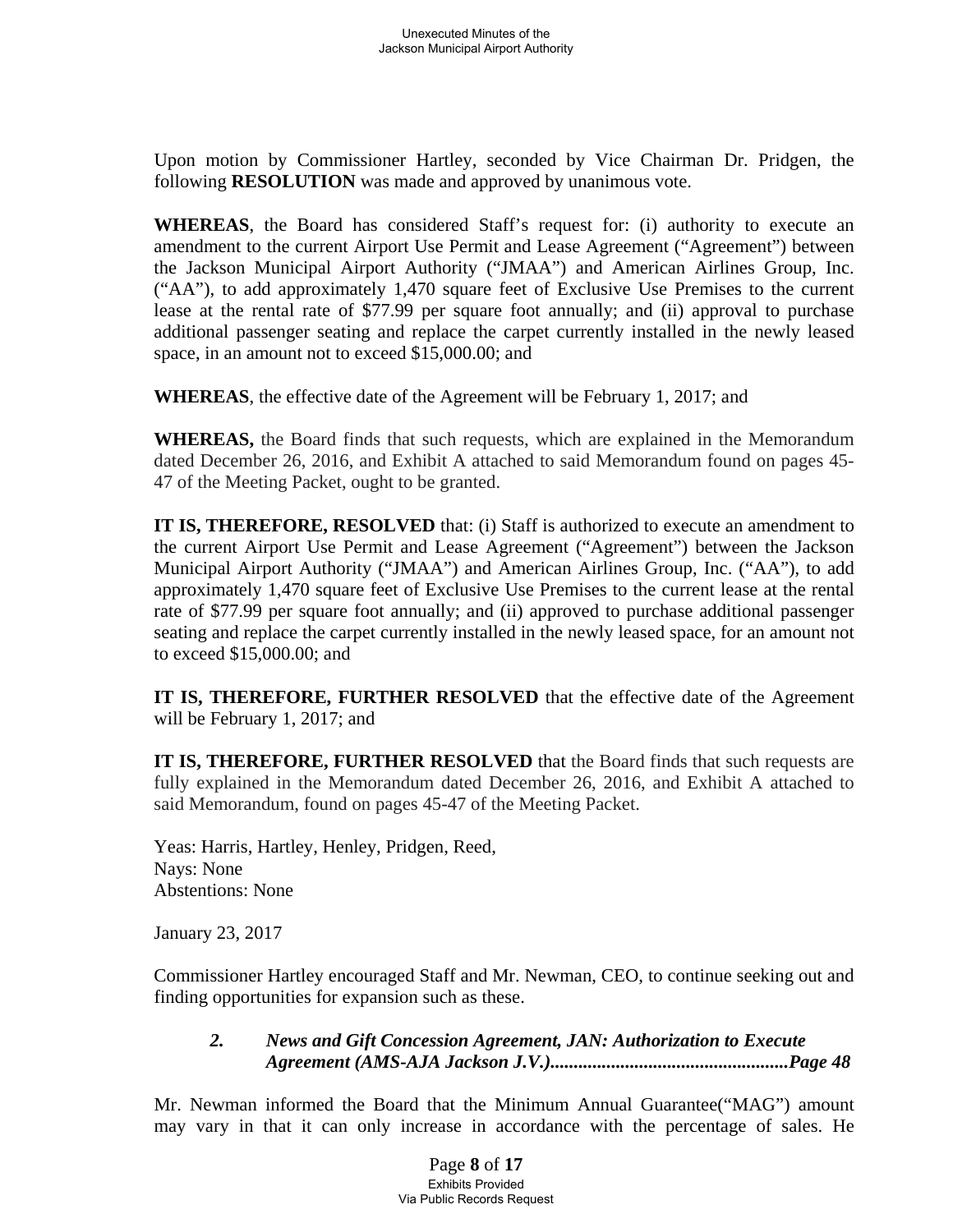Upon motion by Commissioner Hartley, seconded by Vice Chairman Dr. Pridgen, the following **RESOLUTION** was made and approved by unanimous vote.

**WHEREAS**, the Board has considered Staff's request for: (i) authority to execute an amendment to the current Airport Use Permit and Lease Agreement ("Agreement") between the Jackson Municipal Airport Authority ("JMAA") and American Airlines Group, Inc. ("AA"), to add approximately 1,470 square feet of Exclusive Use Premises to the current lease at the rental rate of $77.99 per square foot annually; and (ii) approval to purchase additional passenger seating and replace the carpet currently installed in the newly leased space, in an amount not to exceed $15,000.00; and

**WHEREAS**, the effective date of the Agreement will be February 1, 2017; and

**WHEREAS,** the Board finds that such requests, which are explained in the Memorandum dated December 26, 2016, and Exhibit A attached to said Memorandum found on pages 45-47 of the Meeting Packet, ought to be granted.

**IT IS, THEREFORE, RESOLVED** that: (i) Staff is authorized to execute an amendment to the current Airport Use Permit and Lease Agreement ("Agreement") between the Jackson Municipal Airport Authority ("JMAA") and American Airlines Group, Inc. ("AA"), to add approximately 1,470 square feet of Exclusive Use Premises to the current lease at the rental rate of $77.99 per square foot annually; and (ii) approved to purchase additional passenger seating and replace the carpet currently installed in the newly leased space, for an amount not to exceed $15,000.00; and

**IT IS, THEREFORE, FURTHER RESOLVED** that the effective date of the Agreement will be February 1, 2017; and

**IT IS, THEREFORE, FURTHER RESOLVED** that the Board finds that such requests are fully explained in the Memorandum dated December 26, 2016, and Exhibit A attached to said Memorandum, found on pages 45-47 of the Meeting Packet.

Yeas: Harris, Hartley, Henley, Pridgen, Reed,
Nays: None
Abstentions: None

January 23, 2017

Commissioner Hartley encouraged Staff and Mr. Newman, CEO, to continue seeking out and finding opportunities for expansion such as these.

### *2. News and Gift Concession Agreement, JAN: Authorization to Execute Agreement (AMS-AJA Jackson J.V.)..................................................Page 48*

Mr. Newman informed the Board that the Minimum Annual Guarantee("MAG") amount may vary in that it can only increase in accordance with the percentage of sales. He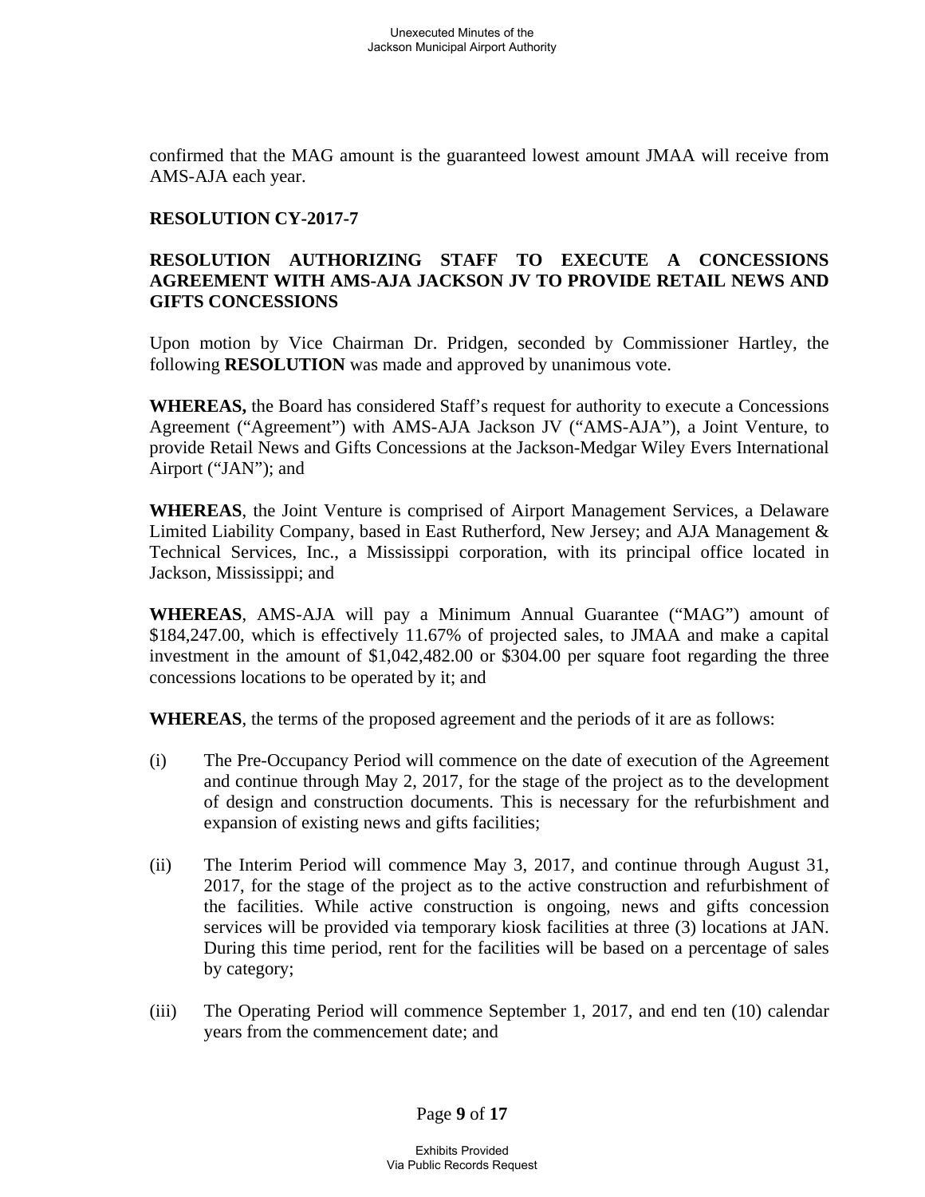confirmed that the MAG amount is the guaranteed lowest amount JMAA will receive from AMS-AJA each year.

**RESOLUTION CY-2017-7**

**RESOLUTION AUTHORIZING STAFF TO EXECUTE A CONCESSIONS AGREEMENT WITH AMS-AJA JACKSON JV TO PROVIDE RETAIL NEWS AND GIFTS CONCESSIONS**

Upon motion by Vice Chairman Dr. Pridgen, seconded by Commissioner Hartley, the following **RESOLUTION** was made and approved by unanimous vote.

**WHEREAS,** the Board has considered Staff's request for authority to execute a Concessions Agreement ("Agreement") with AMS-AJA Jackson JV ("AMS-AJA"), a Joint Venture, to provide Retail News and Gifts Concessions at the Jackson-Medgar Wiley Evers International Airport ("JAN"); and

**WHEREAS**, the Joint Venture is comprised of Airport Management Services, a Delaware Limited Liability Company, based in East Rutherford, New Jersey; and AJA Management & Technical Services, Inc., a Mississippi corporation, with its principal office located in Jackson, Mississippi; and

**WHEREAS**, AMS-AJA will pay a Minimum Annual Guarantee ("MAG") amount of $184,247.00, which is effectively 11.67% of projected sales, to JMAA and make a capital investment in the amount of $1,042,482.00 or $304.00 per square foot regarding the three concessions locations to be operated by it; and

**WHEREAS**, the terms of the proposed agreement and the periods of it are as follows:

(i) The Pre-Occupancy Period will commence on the date of execution of the Agreement and continue through May 2, 2017, for the stage of the project as to the development of design and construction documents. This is necessary for the refurbishment and expansion of existing news and gifts facilities;

(ii) The Interim Period will commence May 3, 2017, and continue through August 31, 2017, for the stage of the project as to the active construction and refurbishment of the facilities. While active construction is ongoing, news and gifts concession services will be provided via temporary kiosk facilities at three (3) locations at JAN. During this time period, rent for the facilities will be based on a percentage of sales by category;

(iii) The Operating Period will commence September 1, 2017, and end ten (10) calendar years from the commencement date; and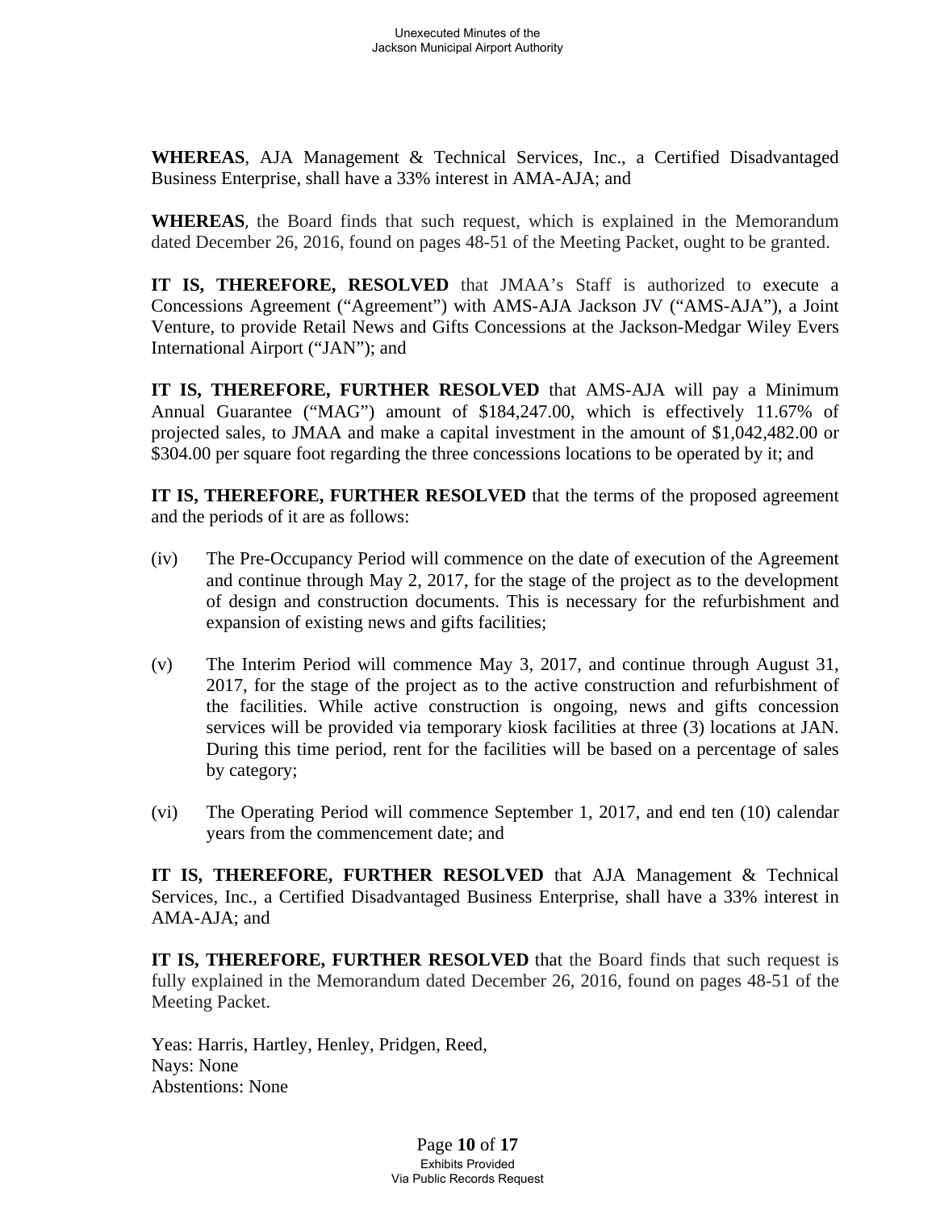**WHEREAS**, AJA Management & Technical Services, Inc., a Certified Disadvantaged Business Enterprise, shall have a 33% interest in AMA-AJA; and

**WHEREAS**, the Board finds that such request, which is explained in the Memorandum dated December 26, 2016, found on pages 48-51 of the Meeting Packet, ought to be granted.

**IT IS, THEREFORE, RESOLVED** that JMAA's Staff is authorized to execute a Concessions Agreement ("Agreement") with AMS-AJA Jackson JV ("AMS-AJA"), a Joint Venture, to provide Retail News and Gifts Concessions at the Jackson-Medgar Wiley Evers International Airport ("JAN"); and

**IT IS, THEREFORE, FURTHER RESOLVED** that AMS-AJA will pay a Minimum Annual Guarantee ("MAG") amount of $184,247.00, which is effectively 11.67% of projected sales, to JMAA and make a capital investment in the amount of $1,042,482.00 or $304.00 per square foot regarding the three concessions locations to be operated by it; and

**IT IS, THEREFORE, FURTHER RESOLVED** that the terms of the proposed agreement and the periods of it are as follows:

(iv) The Pre-Occupancy Period will commence on the date of execution of the Agreement and continue through May 2, 2017, for the stage of the project as to the development of design and construction documents. This is necessary for the refurbishment and expansion of existing news and gifts facilities;

(v) The Interim Period will commence May 3, 2017, and continue through August 31, 2017, for the stage of the project as to the active construction and refurbishment of the facilities. While active construction is ongoing, news and gifts concession services will be provided via temporary kiosk facilities at three (3) locations at JAN. During this time period, rent for the facilities will be based on a percentage of sales by category;

(vi) The Operating Period will commence September 1, 2017, and end ten (10) calendar years from the commencement date; and

**IT IS, THEREFORE, FURTHER RESOLVED** that AJA Management & Technical Services, Inc., a Certified Disadvantaged Business Enterprise, shall have a 33% interest in AMA-AJA; and

**IT IS, THEREFORE, FURTHER RESOLVED** that the Board finds that such request is fully explained in the Memorandum dated December 26, 2016, found on pages 48-51 of the Meeting Packet.

Yeas: Harris, Hartley, Henley, Pridgen, Reed,
Nays: None
Abstentions: None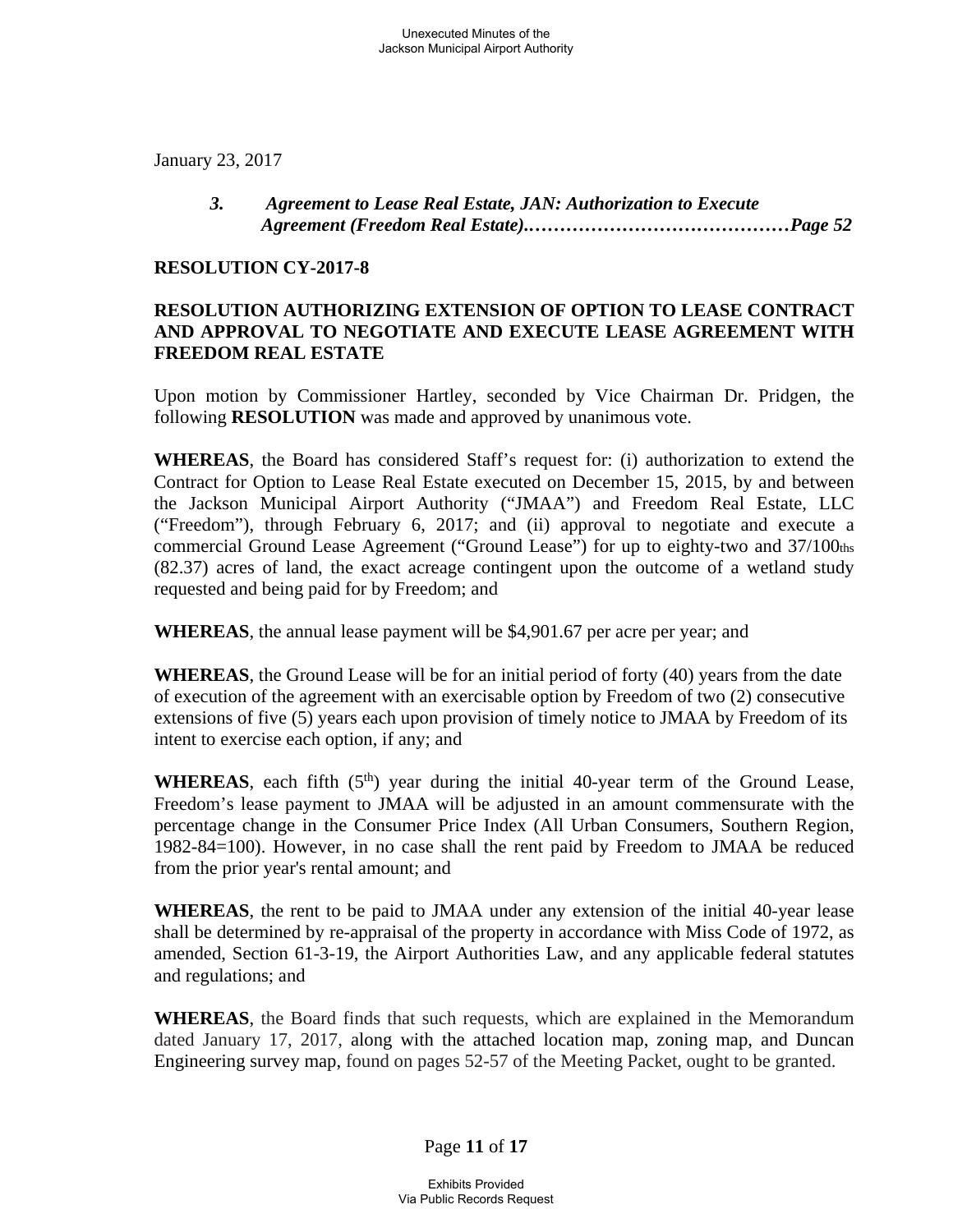January 23, 2017

> ***3. Agreement to Lease Real Estate, JAN: Authorization to Execute Agreement (Freedom Real Estate)……………………………………Page 52***

**RESOLUTION CY-2017-8**

**RESOLUTION AUTHORIZING EXTENSION OF OPTION TO LEASE CONTRACT AND APPROVAL TO NEGOTIATE AND EXECUTE LEASE AGREEMENT WITH FREEDOM REAL ESTATE**

Upon motion by Commissioner Hartley, seconded by Vice Chairman Dr. Pridgen, the following **RESOLUTION** was made and approved by unanimous vote.

**WHEREAS**, the Board has considered Staff's request for: (i) authorization to extend the Contract for Option to Lease Real Estate executed on December 15, 2015, by and between the Jackson Municipal Airport Authority ("JMAA") and Freedom Real Estate, LLC ("Freedom"), through February 6, 2017; and (ii) approval to negotiate and execute a commercial Ground Lease Agreement ("Ground Lease") for up to eighty-two and 37/100ths (82.37) acres of land, the exact acreage contingent upon the outcome of a wetland study requested and being paid for by Freedom; and

**WHEREAS**, the annual lease payment will be $4,901.67 per acre per year; and

**WHEREAS**, the Ground Lease will be for an initial period of forty (40) years from the date of execution of the agreement with an exercisable option by Freedom of two (2) consecutive extensions of five (5) years each upon provision of timely notice to JMAA by Freedom of its intent to exercise each option, if any; and

**WHEREAS**, each fifth (5th) year during the initial 40-year term of the Ground Lease, Freedom's lease payment to JMAA will be adjusted in an amount commensurate with the percentage change in the Consumer Price Index (All Urban Consumers, Southern Region, 1982-84=100). However, in no case shall the rent paid by Freedom to JMAA be reduced from the prior year's rental amount; and

**WHEREAS**, the rent to be paid to JMAA under any extension of the initial 40-year lease shall be determined by re-appraisal of the property in accordance with Miss Code of 1972, as amended, Section 61-3-19, the Airport Authorities Law, and any applicable federal statutes and regulations; and

**WHEREAS**, the Board finds that such requests, which are explained in the Memorandum dated January 17, 2017, along with the attached location map, zoning map, and Duncan Engineering survey map, found on pages 52-57 of the Meeting Packet, ought to be granted.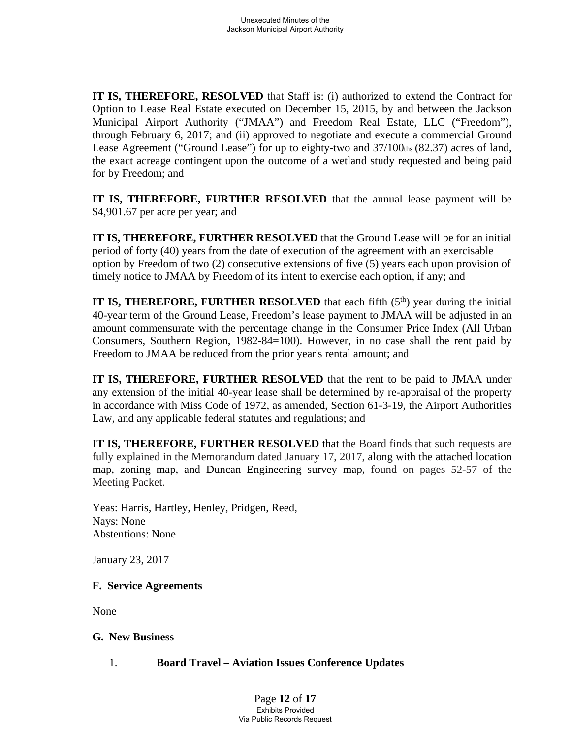**IT IS, THEREFORE, RESOLVED** that Staff is: (i) authorized to extend the Contract for Option to Lease Real Estate executed on December 15, 2015, by and between the Jackson Municipal Airport Authority ("JMAA") and Freedom Real Estate, LLC ("Freedom"), through February 6, 2017; and (ii) approved to negotiate and execute a commercial Ground Lease Agreement ("Ground Lease") for up to eighty-two and 37/100ths (82.37) acres of land, the exact acreage contingent upon the outcome of a wetland study requested and being paid for by Freedom; and

**IT IS, THEREFORE, FURTHER RESOLVED** that the annual lease payment will be $4,901.67 per acre per year; and

**IT IS, THEREFORE, FURTHER RESOLVED** that the Ground Lease will be for an initial period of forty (40) years from the date of execution of the agreement with an exercisable option by Freedom of two (2) consecutive extensions of five (5) years each upon provision of timely notice to JMAA by Freedom of its intent to exercise each option, if any; and

**IT IS, THEREFORE, FURTHER RESOLVED** that each fifth (5th) year during the initial 40-year term of the Ground Lease, Freedom's lease payment to JMAA will be adjusted in an amount commensurate with the percentage change in the Consumer Price Index (All Urban Consumers, Southern Region, 1982-84=100). However, in no case shall the rent paid by Freedom to JMAA be reduced from the prior year's rental amount; and

**IT IS, THEREFORE, FURTHER RESOLVED** that the rent to be paid to JMAA under any extension of the initial 40-year lease shall be determined by re-appraisal of the property in accordance with Miss Code of 1972, as amended, Section 61-3-19, the Airport Authorities Law, and any applicable federal statutes and regulations; and

**IT IS, THEREFORE, FURTHER RESOLVED** that the Board finds that such requests are fully explained in the Memorandum dated January 17, 2017, along with the attached location map, zoning map, and Duncan Engineering survey map, found on pages 52-57 of the Meeting Packet.

Yeas: Harris, Hartley, Henley, Pridgen, Reed,
Nays: None
Abstentions: None

January 23, 2017

**F. Service Agreements**

None

**G. New Business**

1. **Board Travel – Aviation Issues Conference Updates**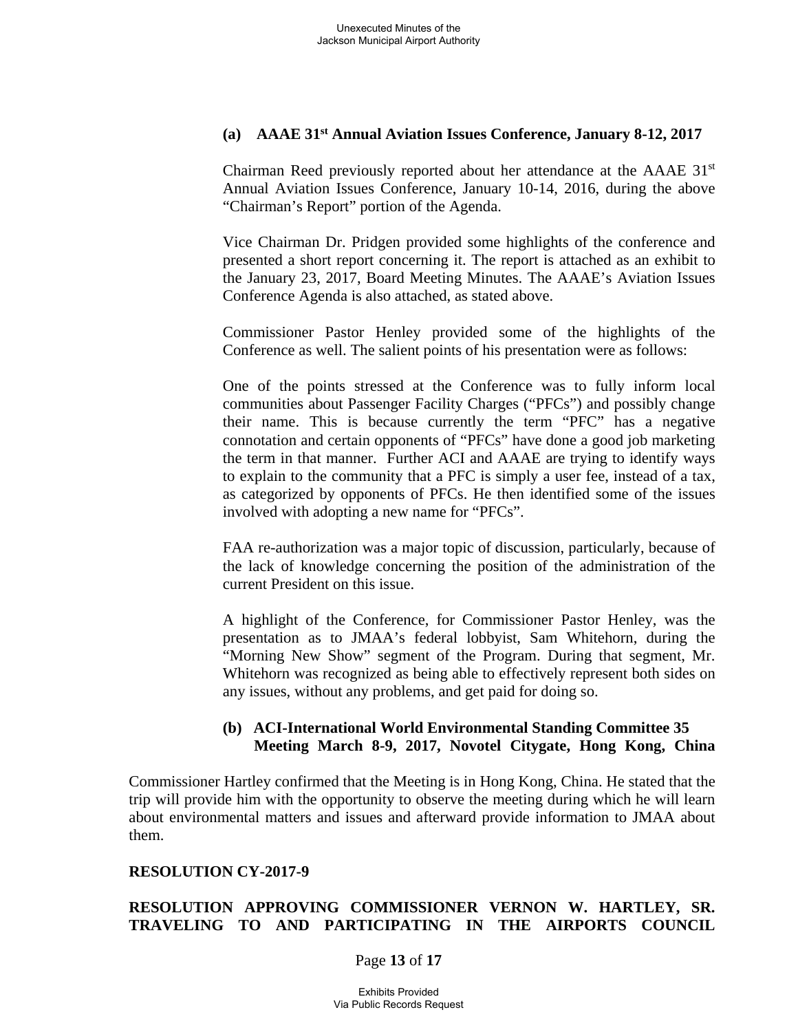**(a) AAAE 31st Annual Aviation Issues Conference, January 8-12, 2017**

Chairman Reed previously reported about her attendance at the AAAE 31st Annual Aviation Issues Conference, January 10-14, 2016, during the above "Chairman's Report" portion of the Agenda.

Vice Chairman Dr. Pridgen provided some highlights of the conference and presented a short report concerning it. The report is attached as an exhibit to the January 23, 2017, Board Meeting Minutes. The AAAE's Aviation Issues Conference Agenda is also attached, as stated above.

Commissioner Pastor Henley provided some of the highlights of the Conference as well. The salient points of his presentation were as follows:

One of the points stressed at the Conference was to fully inform local communities about Passenger Facility Charges ("PFCs") and possibly change their name. This is because currently the term "PFC" has a negative connotation and certain opponents of "PFCs" have done a good job marketing the term in that manner. Further ACI and AAAE are trying to identify ways to explain to the community that a PFC is simply a user fee, instead of a tax, as categorized by opponents of PFCs. He then identified some of the issues involved with adopting a new name for "PFCs".

FAA re-authorization was a major topic of discussion, particularly, because of the lack of knowledge concerning the position of the administration of the current President on this issue.

A highlight of the Conference, for Commissioner Pastor Henley, was the presentation as to JMAA's federal lobbyist, Sam Whitehorn, during the "Morning New Show" segment of the Program. During that segment, Mr. Whitehorn was recognized as being able to effectively represent both sides on any issues, without any problems, and get paid for doing so.

**(b) ACI-International World Environmental Standing Committee 35 Meeting March 8-9, 2017, Novotel Citygate, Hong Kong, China**

Commissioner Hartley confirmed that the Meeting is in Hong Kong, China. He stated that the trip will provide him with the opportunity to observe the meeting during which he will learn about environmental matters and issues and afterward provide information to JMAA about them.

**RESOLUTION CY-2017-9**

**RESOLUTION APPROVING COMMISSIONER VERNON W. HARTLEY, SR. TRAVELING TO AND PARTICIPATING IN THE AIRPORTS COUNCIL**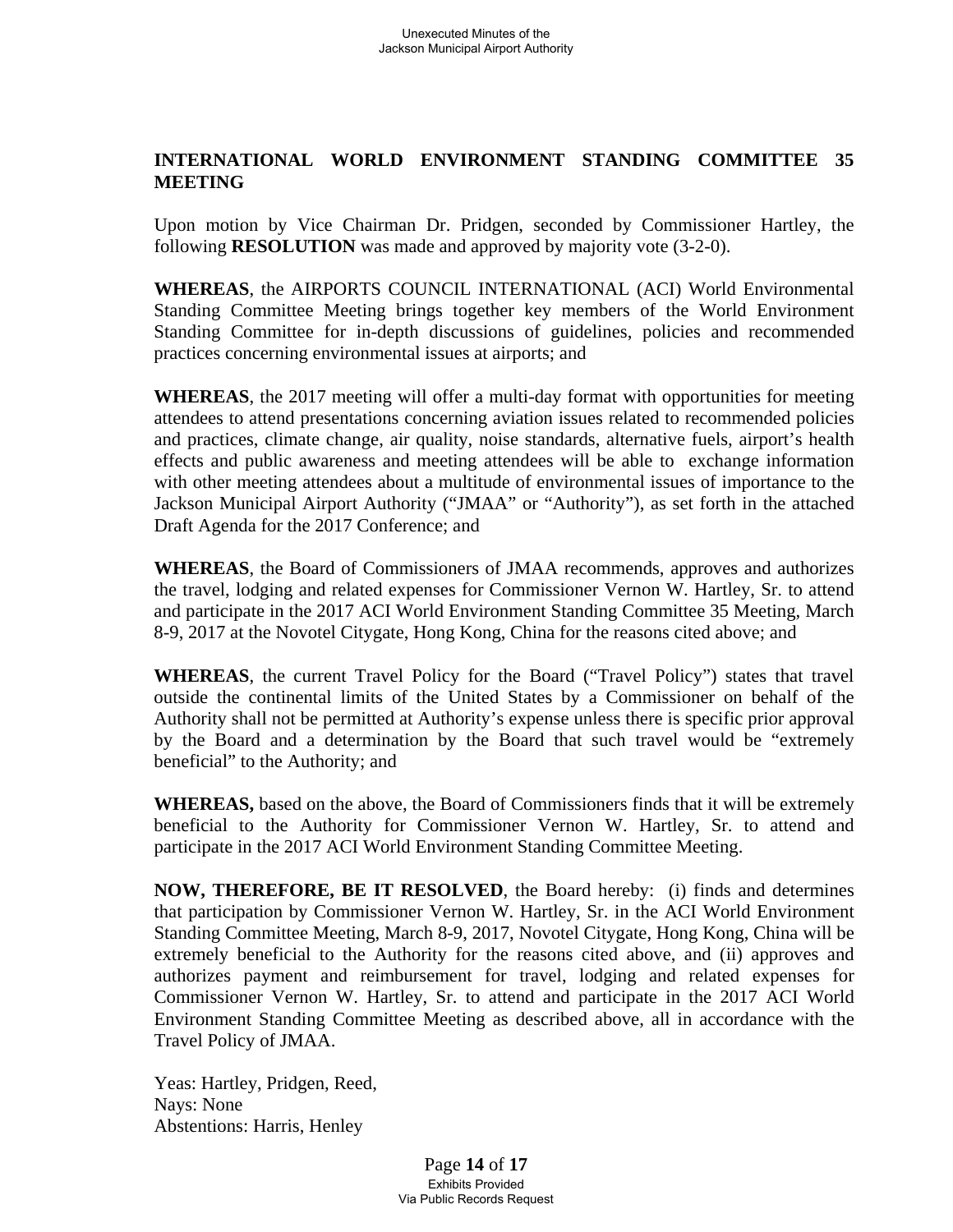**INTERNATIONAL WORLD ENVIRONMENT STANDING COMMITTEE 35 MEETING**

Upon motion by Vice Chairman Dr. Pridgen, seconded by Commissioner Hartley, the following **RESOLUTION** was made and approved by majority vote (3-2-0).

**WHEREAS**, the AIRPORTS COUNCIL INTERNATIONAL (ACI) World Environmental Standing Committee Meeting brings together key members of the World Environment Standing Committee for in-depth discussions of guidelines, policies and recommended practices concerning environmental issues at airports; and

**WHEREAS**, the 2017 meeting will offer a multi-day format with opportunities for meeting attendees to attend presentations concerning aviation issues related to recommended policies and practices, climate change, air quality, noise standards, alternative fuels, airport's health effects and public awareness and meeting attendees will be able to exchange information with other meeting attendees about a multitude of environmental issues of importance to the Jackson Municipal Airport Authority ("JMAA" or "Authority"), as set forth in the attached Draft Agenda for the 2017 Conference; and

**WHEREAS**, the Board of Commissioners of JMAA recommends, approves and authorizes the travel, lodging and related expenses for Commissioner Vernon W. Hartley, Sr. to attend and participate in the 2017 ACI World Environment Standing Committee 35 Meeting, March 8-9, 2017 at the Novotel Citygate, Hong Kong, China for the reasons cited above; and

**WHEREAS**, the current Travel Policy for the Board ("Travel Policy") states that travel outside the continental limits of the United States by a Commissioner on behalf of the Authority shall not be permitted at Authority's expense unless there is specific prior approval by the Board and a determination by the Board that such travel would be "extremely beneficial" to the Authority; and

**WHEREAS,** based on the above, the Board of Commissioners finds that it will be extremely beneficial to the Authority for Commissioner Vernon W. Hartley, Sr. to attend and participate in the 2017 ACI World Environment Standing Committee Meeting.

**NOW, THEREFORE, BE IT RESOLVED**, the Board hereby: (i) finds and determines that participation by Commissioner Vernon W. Hartley, Sr. in the ACI World Environment Standing Committee Meeting, March 8-9, 2017, Novotel Citygate, Hong Kong, China will be extremely beneficial to the Authority for the reasons cited above, and (ii) approves and authorizes payment and reimbursement for travel, lodging and related expenses for Commissioner Vernon W. Hartley, Sr. to attend and participate in the 2017 ACI World Environment Standing Committee Meeting as described above, all in accordance with the Travel Policy of JMAA.

Yeas: Hartley, Pridgen, Reed,
Nays: None
Abstentions: Harris, Henley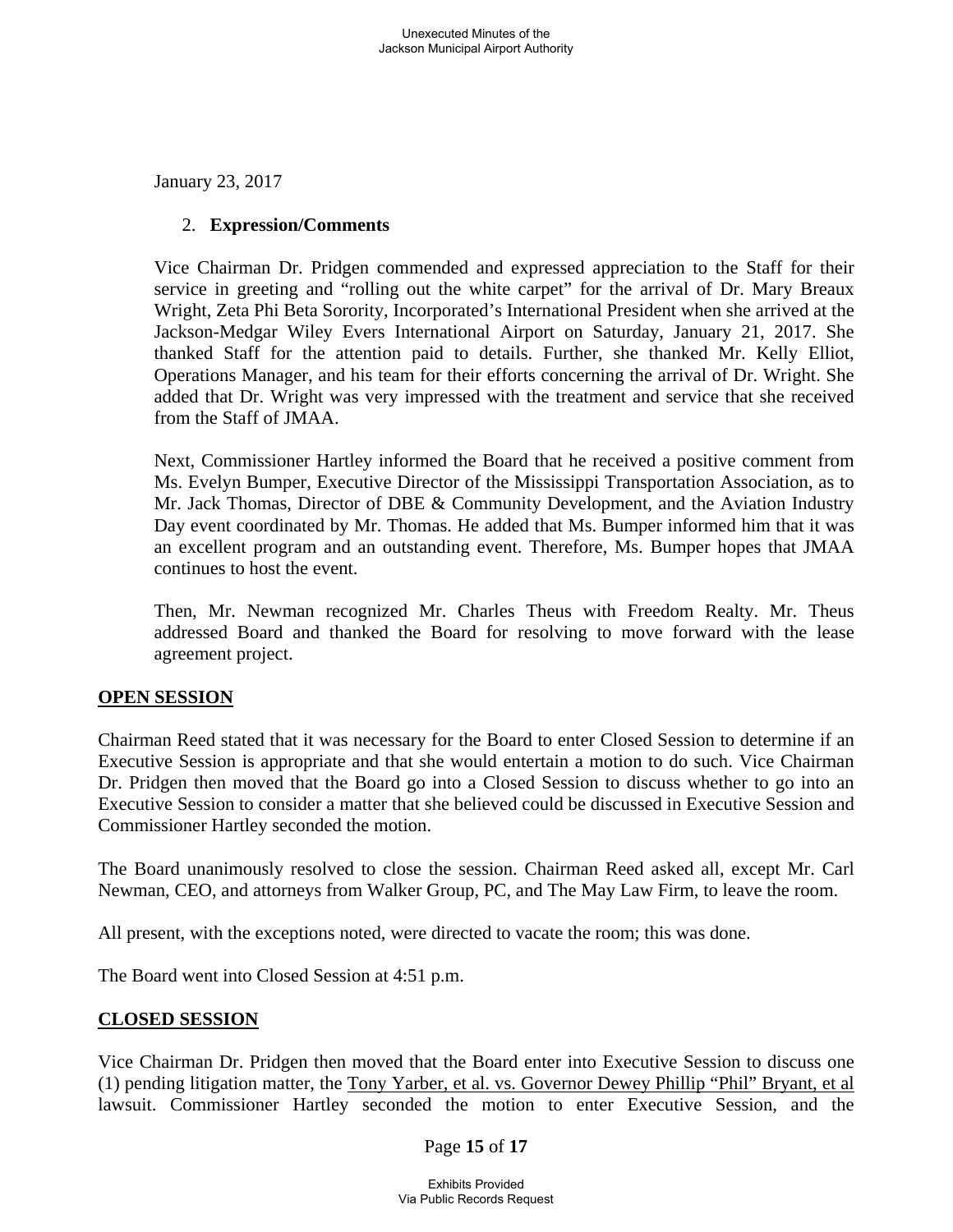January 23, 2017

2. **Expression/Comments**

Vice Chairman Dr. Pridgen commended and expressed appreciation to the Staff for their service in greeting and "rolling out the white carpet" for the arrival of Dr. Mary Breaux Wright, Zeta Phi Beta Sorority, Incorporated's International President when she arrived at the Jackson-Medgar Wiley Evers International Airport on Saturday, January 21, 2017. She thanked Staff for the attention paid to details. Further, she thanked Mr. Kelly Elliot, Operations Manager, and his team for their efforts concerning the arrival of Dr. Wright. She added that Dr. Wright was very impressed with the treatment and service that she received from the Staff of JMAA.

Next, Commissioner Hartley informed the Board that he received a positive comment from Ms. Evelyn Bumper, Executive Director of the Mississippi Transportation Association, as to Mr. Jack Thomas, Director of DBE & Community Development, and the Aviation Industry Day event coordinated by Mr. Thomas. He added that Ms. Bumper informed him that it was an excellent program and an outstanding event. Therefore, Ms. Bumper hopes that JMAA continues to host the event.

Then, Mr. Newman recognized Mr. Charles Theus with Freedom Realty. Mr. Theus addressed Board and thanked the Board for resolving to move forward with the lease agreement project.

**OPEN SESSION**

Chairman Reed stated that it was necessary for the Board to enter Closed Session to determine if an Executive Session is appropriate and that she would entertain a motion to do such. Vice Chairman Dr. Pridgen then moved that the Board go into a Closed Session to discuss whether to go into an Executive Session to consider a matter that she believed could be discussed in Executive Session and Commissioner Hartley seconded the motion.

The Board unanimously resolved to close the session. Chairman Reed asked all, except Mr. Carl Newman, CEO, and attorneys from Walker Group, PC, and The May Law Firm, to leave the room.

All present, with the exceptions noted, were directed to vacate the room; this was done.

The Board went into Closed Session at 4:51 p.m.

**CLOSED SESSION**

Vice Chairman Dr. Pridgen then moved that the Board enter into Executive Session to discuss one (1) pending litigation matter, the Tony Yarber, et al. vs. Governor Dewey Phillip "Phil" Bryant, et al lawsuit. Commissioner Hartley seconded the motion to enter Executive Session, and the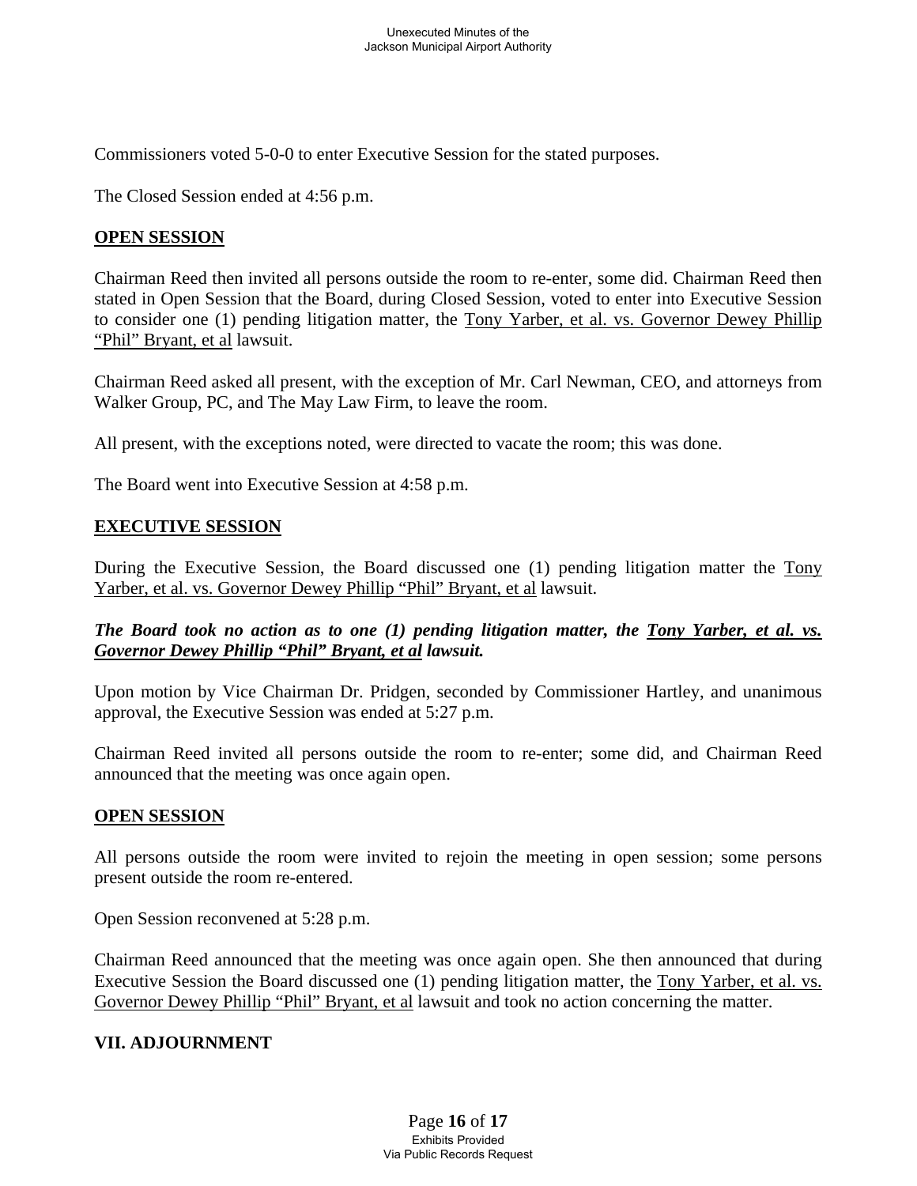Commissioners voted 5-0-0 to enter Executive Session for the stated purposes.

The Closed Session ended at 4:56 p.m.

## OPEN SESSION

Chairman Reed then invited all persons outside the room to re-enter, some did. Chairman Reed then stated in Open Session that the Board, during Closed Session, voted to enter into Executive Session to consider one (1) pending litigation matter, the Tony Yarber, et al. vs. Governor Dewey Phillip "Phil" Bryant, et al lawsuit.

Chairman Reed asked all present, with the exception of Mr. Carl Newman, CEO, and attorneys from Walker Group, PC, and The May Law Firm, to leave the room.

All present, with the exceptions noted, were directed to vacate the room; this was done.

The Board went into Executive Session at 4:58 p.m.

## EXECUTIVE SESSION

During the Executive Session, the Board discussed one (1) pending litigation matter the Tony Yarber, et al. vs. Governor Dewey Phillip "Phil" Bryant, et al lawsuit.

***The Board took no action as to one (1) pending litigation matter, the Tony Yarber, et al. vs. Governor Dewey Phillip "Phil" Bryant, et al lawsuit.***

Upon motion by Vice Chairman Dr. Pridgen, seconded by Commissioner Hartley, and unanimous approval, the Executive Session was ended at 5:27 p.m.

Chairman Reed invited all persons outside the room to re-enter; some did, and Chairman Reed announced that the meeting was once again open.

## OPEN SESSION

All persons outside the room were invited to rejoin the meeting in open session; some persons present outside the room re-entered.

Open Session reconvened at 5:28 p.m.

Chairman Reed announced that the meeting was once again open. She then announced that during Executive Session the Board discussed one (1) pending litigation matter, the Tony Yarber, et al. vs. Governor Dewey Phillip "Phil" Bryant, et al lawsuit and took no action concerning the matter.

## VII. ADJOURNMENT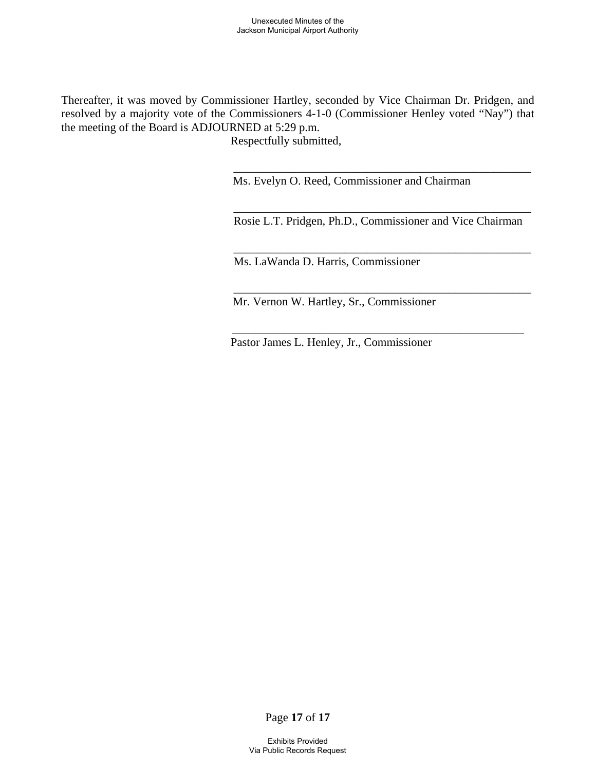Thereafter, it was moved by Commissioner Hartley, seconded by Vice Chairman Dr. Pridgen, and resolved by a majority vote of the Commissioners 4-1-0 (Commissioner Henley voted “Nay”) that the meeting of the Board is ADJOURNED at 5:29 p.m.

Respectfully submitted,

\_\_\_\_\_\_\_\_\_\_\_\_\_\_\_\_\_\_\_\_\_\_\_\_\_\_\_\_\_\_\_\_\_\_\_\_\_\_\_\_\_\_\_\_\_\_\_\_

Ms. Evelyn O. Reed, Commissioner and Chairman

\_\_\_\_\_\_\_\_\_\_\_\_\_\_\_\_\_\_\_\_\_\_\_\_\_\_\_\_\_\_\_\_\_\_\_\_\_\_\_\_\_\_\_\_\_\_\_\_

Rosie L.T. Pridgen, Ph.D., Commissioner and Vice Chairman

\_\_\_\_\_\_\_\_\_\_\_\_\_\_\_\_\_\_\_\_\_\_\_\_\_\_\_\_\_\_\_\_\_\_\_\_\_\_\_\_\_\_\_\_\_\_\_\_

Ms. LaWanda D. Harris, Commissioner

\_\_\_\_\_\_\_\_\_\_\_\_\_\_\_\_\_\_\_\_\_\_\_\_\_\_\_\_\_\_\_\_\_\_\_\_\_\_\_\_\_\_\_\_\_\_\_\_

Mr. Vernon W. Hartley, Sr., Commissioner

\_\_\_\_\_\_\_\_\_\_\_\_\_\_\_\_\_\_\_\_\_\_\_\_\_\_\_\_\_\_\_\_\_\_\_\_\_\_\_\_\_\_\_\_\_\_\_\_

Pastor James L. Henley, Jr., Commissioner